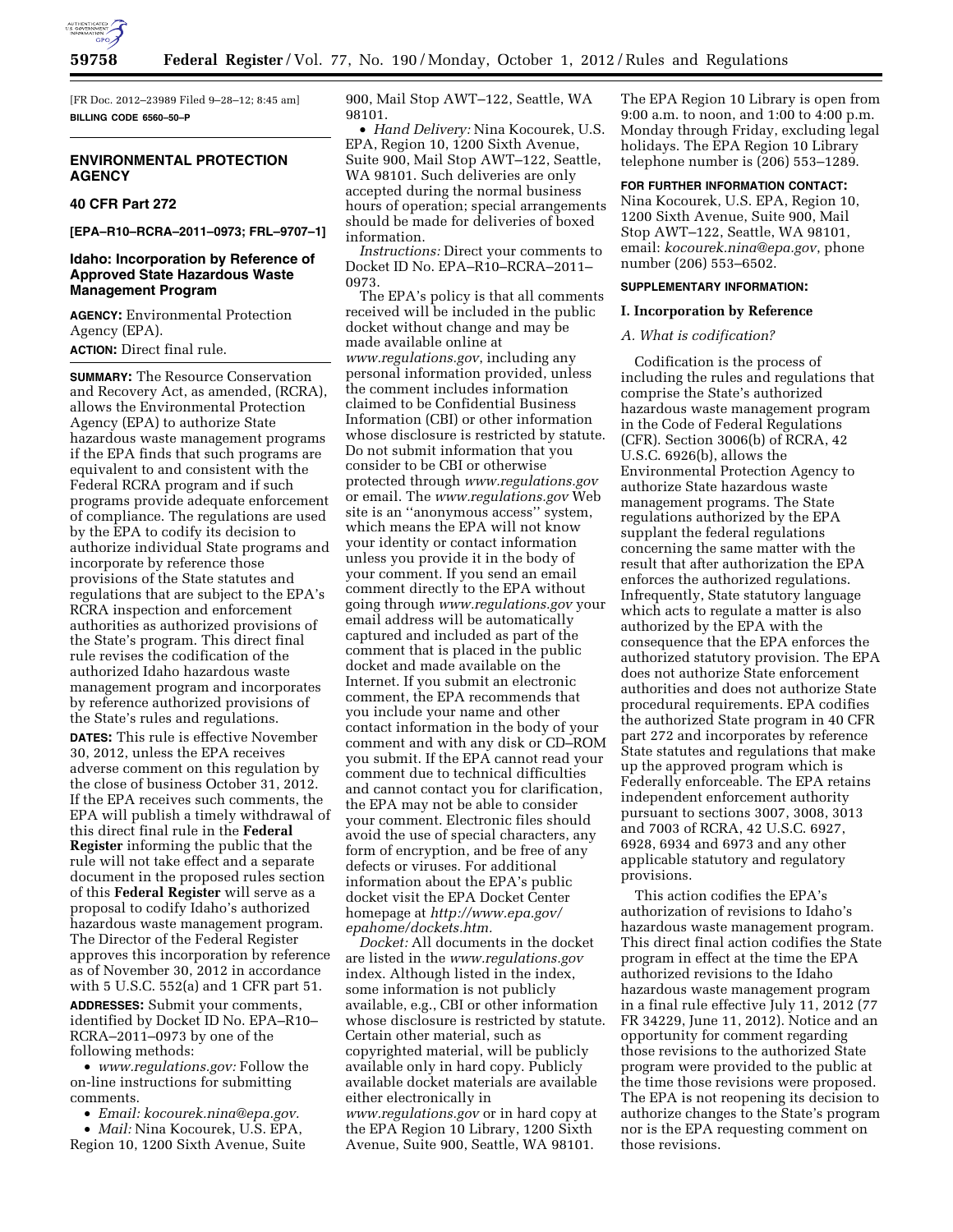[FR Doc. 2012–23989 Filed 9–28–12; 8:45 am]

**BILLING CODE 6560–50–P**

## ENVIRONMENTAL PROTECTION AGENCY

### 40 CFR Part 272

**[EPA–R10–RCRA–2011–0973; FRL–9707–1]**

### Idaho: Incorporation by Reference of Approved State Hazardous Waste Management Program

**AGENCY:** Environmental Protection Agency (EPA).

**ACTION:** Direct final rule.

**SUMMARY:** The Resource Conservation and Recovery Act, as amended, (RCRA), allows the Environmental Protection Agency (EPA) to authorize State hazardous waste management programs if the EPA finds that such programs are equivalent to and consistent with the Federal RCRA program and if such programs provide adequate enforcement of compliance. The regulations are used by the EPA to codify its decision to authorize individual State programs and incorporate by reference those provisions of the State statutes and regulations that are subject to the EPA's RCRA inspection and enforcement authorities as authorized provisions of the State's program. This direct final rule revises the codification of the authorized Idaho hazardous waste management program and incorporates by reference authorized provisions of the State's rules and regulations.

**DATES:** This rule is effective November 30, 2012, unless the EPA receives adverse comment on this regulation by the close of business October 31, 2012. If the EPA receives such comments, the EPA will publish a timely withdrawal of this direct final rule in the **Federal Register** informing the public that the rule will not take effect and a separate document in the proposed rules section of this **Federal Register** will serve as a proposal to codify Idaho's authorized hazardous waste management program. The Director of the Federal Register approves this incorporation by reference as of November 30, 2012 in accordance with 5 U.S.C. 552(a) and 1 CFR part 51.

**ADDRESSES:** Submit your comments, identified by Docket ID No. EPA–R10–RCRA–2011–0973 by one of the following methods:

- *www.regulations.gov:* Follow the on-line instructions for submitting comments.
- *Email: kocourek.nina@epa.gov.*
- *Mail:* Nina Kocourek, U.S. EPA, Region 10, 1200 Sixth Avenue, Suite 900, Mail Stop AWT–122, Seattle, WA 98101.
- *Hand Delivery:* Nina Kocourek, U.S. EPA, Region 10, 1200 Sixth Avenue, Suite 900, Mail Stop AWT–122, Seattle, WA 98101. Such deliveries are only accepted during the normal business hours of operation; special arrangements should be made for deliveries of boxed information.

*Instructions:* Direct your comments to Docket ID No. EPA–R10–RCRA–2011–0973.

The EPA's policy is that all comments received will be included in the public docket without change and may be made available online at *www.regulations.gov*, including any personal information provided, unless the comment includes information claimed to be Confidential Business Information (CBI) or other information whose disclosure is restricted by statute. Do not submit information that you consider to be CBI or otherwise protected through *www.regulations.gov* or email. The *www.regulations.gov* Web site is an ''anonymous access'' system, which means the EPA will not know your identity or contact information unless you provide it in the body of your comment. If you send an email comment directly to the EPA without going through *www.regulations.gov* your email address will be automatically captured and included as part of the comment that is placed in the public docket and made available on the Internet. If you submit an electronic comment, the EPA recommends that you include your name and other contact information in the body of your comment and with any disk or CD–ROM you submit. If the EPA cannot read your comment due to technical difficulties and cannot contact you for clarification, the EPA may not be able to consider your comment. Electronic files should avoid the use of special characters, any form of encryption, and be free of any defects or viruses. For additional information about the EPA's public docket visit the EPA Docket Center homepage at *http://www.epa.gov/epahome/dockets.htm.*

*Docket:* All documents in the docket are listed in the *www.regulations.gov* index. Although listed in the index, some information is not publicly available, e.g., CBI or other information whose disclosure is restricted by statute. Certain other material, such as copyrighted material, will be publicly available only in hard copy. Publicly available docket materials are available either electronically in *www.regulations.gov* or in hard copy at the EPA Region 10 Library, 1200 Sixth Avenue, Suite 900, Seattle, WA 98101. The EPA Region 10 Library is open from 9:00 a.m. to noon, and 1:00 to 4:00 p.m. Monday through Friday, excluding legal holidays. The EPA Region 10 Library telephone number is (206) 553–1289.

**FOR FURTHER INFORMATION CONTACT:** Nina Kocourek, U.S. EPA, Region 10, 1200 Sixth Avenue, Suite 900, Mail Stop AWT–122, Seattle, WA 98101, email: *kocourek.nina@epa.gov*, phone number (206) 553–6502.

**SUPPLEMENTARY INFORMATION:**

#### I. Incorporation by Reference

*A. What is codification?*

Codification is the process of including the rules and regulations that comprise the State's authorized hazardous waste management program in the Code of Federal Regulations (CFR). Section 3006(b) of RCRA, 42 U.S.C. 6926(b), allows the Environmental Protection Agency to authorize State hazardous waste management programs. The State regulations authorized by the EPA supplant the federal regulations concerning the same matter with the result that after authorization the EPA enforces the authorized regulations. Infrequently, State statutory language which acts to regulate a matter is also authorized by the EPA with the consequence that the EPA enforces the authorized statutory provision. The EPA does not authorize State enforcement authorities and does not authorize State procedural requirements. EPA codifies the authorized State program in 40 CFR part 272 and incorporates by reference State statutes and regulations that make up the approved program which is Federally enforceable. The EPA retains independent enforcement authority pursuant to sections 3007, 3008, 3013 and 7003 of RCRA, 42 U.S.C. 6927, 6928, 6934 and 6973 and any other applicable statutory and regulatory provisions.

This action codifies the EPA's authorization of revisions to Idaho's hazardous waste management program. This direct final action codifies the State program in effect at the time the EPA authorized revisions to the Idaho hazardous waste management program in a final rule effective July 11, 2012 (77 FR 34229, June 11, 2012). Notice and an opportunity for comment regarding those revisions to the authorized State program were provided to the public at the time those revisions were proposed. The EPA is not reopening its decision to authorize changes to the State's program nor is the EPA requesting comment on those revisions.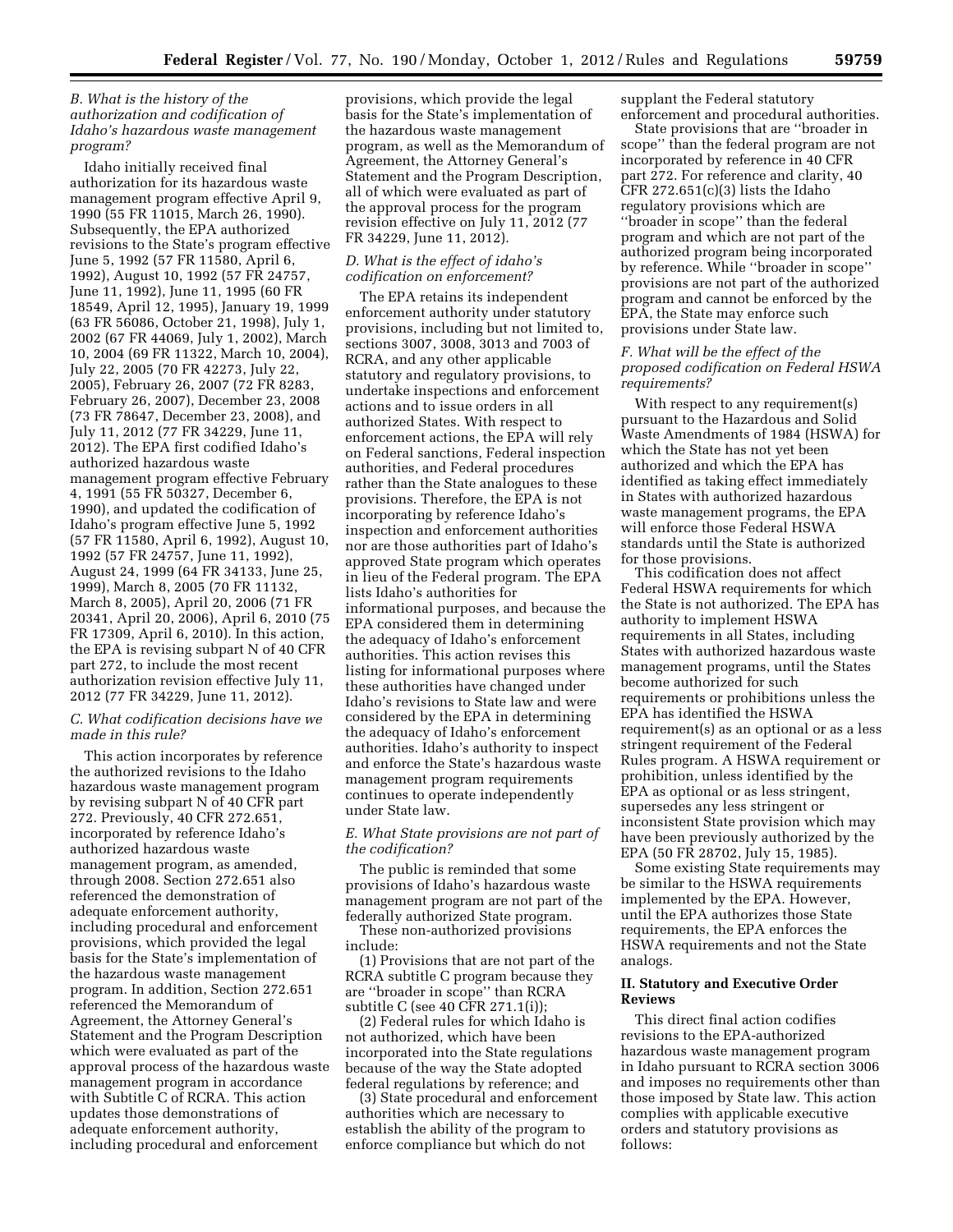### *B. What is the history of the authorization and codification of Idaho's hazardous waste management program?*

Idaho initially received final authorization for its hazardous waste management program effective April 9, 1990 (55 FR 11015, March 26, 1990). Subsequently, the EPA authorized revisions to the State's program effective June 5, 1992 (57 FR 11580, April 6, 1992), August 10, 1992 (57 FR 24757, June 11, 1992), June 11, 1995 (60 FR 18549, April 12, 1995), January 19, 1999 (63 FR 56086, October 21, 1998), July 1, 2002 (67 FR 44069, July 1, 2002), March 10, 2004 (69 FR 11322, March 10, 2004), July 22, 2005 (70 FR 42273, July 22, 2005), February 26, 2007 (72 FR 8283, February 26, 2007), December 23, 2008 (73 FR 78647, December 23, 2008), and July 11, 2012 (77 FR 34229, June 11, 2012). The EPA first codified Idaho's authorized hazardous waste management program effective February 4, 1991 (55 FR 50327, December 6, 1990), and updated the codification of Idaho's program effective June 5, 1992 (57 FR 11580, April 6, 1992), August 10, 1992 (57 FR 24757, June 11, 1992), August 24, 1999 (64 FR 34133, June 25, 1999), March 8, 2005 (70 FR 11132, March 8, 2005), April 20, 2006 (71 FR 20341, April 20, 2006), April 6, 2010 (75 FR 17309, April 6, 2010). In this action, the EPA is revising subpart N of 40 CFR part 272, to include the most recent authorization revision effective July 11, 2012 (77 FR 34229, June 11, 2012).

### *C. What codification decisions have we made in this rule?*

This action incorporates by reference the authorized revisions to the Idaho hazardous waste management program by revising subpart N of 40 CFR part 272. Previously, 40 CFR 272.651, incorporated by reference Idaho's authorized hazardous waste management program, as amended, through 2008. Section 272.651 also referenced the demonstration of adequate enforcement authority, including procedural and enforcement provisions, which provided the legal basis for the State's implementation of the hazardous waste management program. In addition, Section 272.651 referenced the Memorandum of Agreement, the Attorney General's Statement and the Program Description which were evaluated as part of the approval process of the hazardous waste management program in accordance with Subtitle C of RCRA. This action updates those demonstrations of adequate enforcement authority, including procedural and enforcement provisions, which provide the legal basis for the State's implementation of the hazardous waste management program, as well as the Memorandum of Agreement, the Attorney General's Statement and the Program Description, all of which were evaluated as part of the approval process for the program revision effective on July 11, 2012 (77 FR 34229, June 11, 2012).

### *D. What is the effect of idaho's codification on enforcement?*

The EPA retains its independent enforcement authority under statutory provisions, including but not limited to, sections 3007, 3008, 3013 and 7003 of RCRA, and any other applicable statutory and regulatory provisions, to undertake inspections and enforcement actions and to issue orders in all authorized States. With respect to enforcement actions, the EPA will rely on Federal sanctions, Federal inspection authorities, and Federal procedures rather than the State analogues to these provisions. Therefore, the EPA is not incorporating by reference Idaho's inspection and enforcement authorities nor are those authorities part of Idaho's approved State program which operates in lieu of the Federal program. The EPA lists Idaho's authorities for informational purposes, and because the EPA considered them in determining the adequacy of Idaho's enforcement authorities. This action revises this listing for informational purposes where these authorities have changed under Idaho's revisions to State law and were considered by the EPA in determining the adequacy of Idaho's enforcement authorities. Idaho's authority to inspect and enforce the State's hazardous waste management program requirements continues to operate independently under State law.

### *E. What State provisions are not part of the codification?*

The public is reminded that some provisions of Idaho's hazardous waste management program are not part of the federally authorized State program. These non-authorized provisions include:

(1) Provisions that are not part of the RCRA subtitle C program because they are ''broader in scope'' than RCRA subtitle C (see 40 CFR 271.1(i));

(2) Federal rules for which Idaho is not authorized, which have been incorporated into the State regulations because of the way the State adopted federal regulations by reference; and

(3) State procedural and enforcement authorities which are necessary to establish the ability of the program to enforce compliance but which do not supplant the Federal statutory enforcement and procedural authorities.

State provisions that are ''broader in scope'' than the federal program are not incorporated by reference in 40 CFR part 272. For reference and clarity, 40 CFR 272.651(c)(3) lists the Idaho regulatory provisions which are ''broader in scope'' than the federal program and which are not part of the authorized program being incorporated by reference. While ''broader in scope'' provisions are not part of the authorized program and cannot be enforced by the EPA, the State may enforce such provisions under State law.

### *F. What will be the effect of the proposed codification on Federal HSWA requirements?*

With respect to any requirement(s) pursuant to the Hazardous and Solid Waste Amendments of 1984 (HSWA) for which the State has not yet been authorized and which the EPA has identified as taking effect immediately in States with authorized hazardous waste management programs, the EPA will enforce those Federal HSWA standards until the State is authorized for those provisions.

This codification does not affect Federal HSWA requirements for which the State is not authorized. The EPA has authority to implement HSWA requirements in all States, including States with authorized hazardous waste management programs, until the States become authorized for such requirements or prohibitions unless the EPA has identified the HSWA requirement(s) as an optional or as a less stringent requirement of the Federal Rules program. A HSWA requirement or prohibition, unless identified by the EPA as optional or as less stringent, supersedes any less stringent or inconsistent State provision which may have been previously authorized by the EPA (50 FR 28702, July 15, 1985).

Some existing State requirements may be similar to the HSWA requirements implemented by the EPA. However, until the EPA authorizes those State requirements, the EPA enforces the HSWA requirements and not the State analogs.

## II. Statutory and Executive Order Reviews

This direct final action codifies revisions to the EPA-authorized hazardous waste management program in Idaho pursuant to RCRA section 3006 and imposes no requirements other than those imposed by State law. This action complies with applicable executive orders and statutory provisions as follows: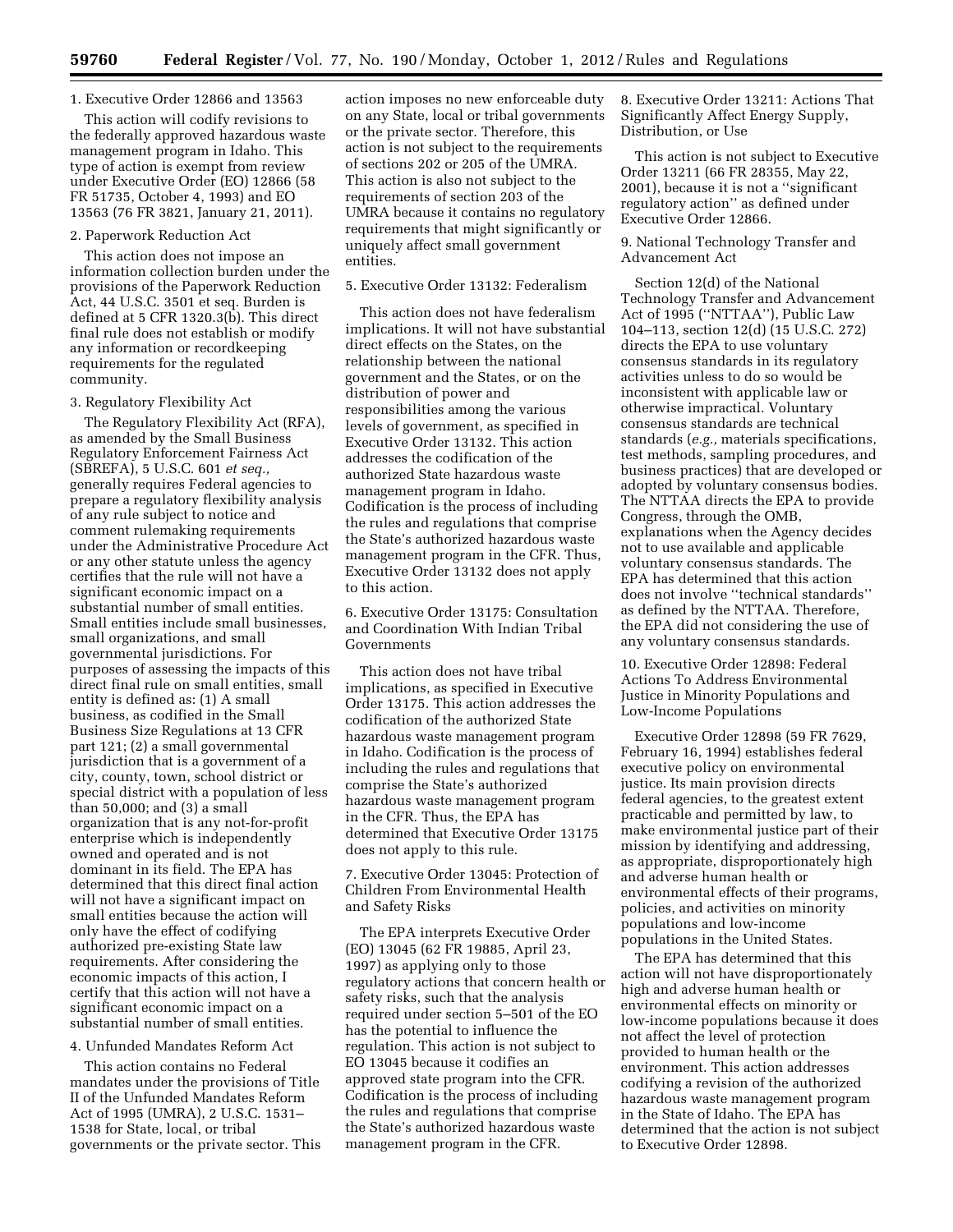1. Executive Order 12866 and 13563

This action will codify revisions to the federally approved hazardous waste management program in Idaho. This type of action is exempt from review under Executive Order (EO) 12866 (58 FR 51735, October 4, 1993) and EO 13563 (76 FR 3821, January 21, 2011).

2. Paperwork Reduction Act

This action does not impose an information collection burden under the provisions of the Paperwork Reduction Act, 44 U.S.C. 3501 et seq. Burden is defined at 5 CFR 1320.3(b). This direct final rule does not establish or modify any information or recordkeeping requirements for the regulated community.

3. Regulatory Flexibility Act

The Regulatory Flexibility Act (RFA), as amended by the Small Business Regulatory Enforcement Fairness Act (SBREFA), 5 U.S.C. 601 *et seq.,* generally requires Federal agencies to prepare a regulatory flexibility analysis of any rule subject to notice and comment rulemaking requirements under the Administrative Procedure Act or any other statute unless the agency certifies that the rule will not have a significant economic impact on a substantial number of small entities. Small entities include small businesses, small organizations, and small governmental jurisdictions. For purposes of assessing the impacts of this direct final rule on small entities, small entity is defined as: (1) A small business, as codified in the Small Business Size Regulations at 13 CFR part 121; (2) a small governmental jurisdiction that is a government of a city, county, town, school district or special district with a population of less than 50,000; and (3) a small organization that is any not-for-profit enterprise which is independently owned and operated and is not dominant in its field. The EPA has determined that this direct final action will not have a significant impact on small entities because the action will only have the effect of codifying authorized pre-existing State law requirements. After considering the economic impacts of this action, I certify that this action will not have a significant economic impact on a substantial number of small entities.

4. Unfunded Mandates Reform Act

This action contains no Federal mandates under the provisions of Title II of the Unfunded Mandates Reform Act of 1995 (UMRA), 2 U.S.C. 1531–1538 for State, local, or tribal governments or the private sector. This action imposes no new enforceable duty on any State, local or tribal governments or the private sector. Therefore, this action is not subject to the requirements of sections 202 or 205 of the UMRA. This action is also not subject to the requirements of section 203 of the UMRA because it contains no regulatory requirements that might significantly or uniquely affect small government entities.

5. Executive Order 13132: Federalism

This action does not have federalism implications. It will not have substantial direct effects on the States, on the relationship between the national government and the States, or on the distribution of power and responsibilities among the various levels of government, as specified in Executive Order 13132. This action addresses the codification of the authorized State hazardous waste management program in Idaho. Codification is the process of including the rules and regulations that comprise the State's authorized hazardous waste management program in the CFR. Thus, Executive Order 13132 does not apply to this action.

6. Executive Order 13175: Consultation and Coordination With Indian Tribal Governments

This action does not have tribal implications, as specified in Executive Order 13175. This action addresses the codification of the authorized State hazardous waste management program in Idaho. Codification is the process of including the rules and regulations that comprise the State's authorized hazardous waste management program in the CFR. Thus, the EPA has determined that Executive Order 13175 does not apply to this rule.

7. Executive Order 13045: Protection of Children From Environmental Health and Safety Risks

The EPA interprets Executive Order (EO) 13045 (62 FR 19885, April 23, 1997) as applying only to those regulatory actions that concern health or safety risks, such that the analysis required under section 5–501 of the EO has the potential to influence the regulation. This action is not subject to EO 13045 because it codifies an approved state program into the CFR. Codification is the process of including the rules and regulations that comprise the State's authorized hazardous waste management program in the CFR.

8. Executive Order 13211: Actions That Significantly Affect Energy Supply, Distribution, or Use

This action is not subject to Executive Order 13211 (66 FR 28355, May 22, 2001), because it is not a ''significant regulatory action'' as defined under Executive Order 12866.

9. National Technology Transfer and Advancement Act

Section 12(d) of the National Technology Transfer and Advancement Act of 1995 (''NTTAA''), Public Law 104–113, section 12(d) (15 U.S.C. 272) directs the EPA to use voluntary consensus standards in its regulatory activities unless to do so would be inconsistent with applicable law or otherwise impractical. Voluntary consensus standards are technical standards (*e.g.,* materials specifications, test methods, sampling procedures, and business practices) that are developed or adopted by voluntary consensus bodies. The NTTAA directs the EPA to provide Congress, through the OMB, explanations when the Agency decides not to use available and applicable voluntary consensus standards. The EPA has determined that this action does not involve ''technical standards'' as defined by the NTTAA. Therefore, the EPA did not considering the use of any voluntary consensus standards.

10. Executive Order 12898: Federal Actions To Address Environmental Justice in Minority Populations and Low-Income Populations

Executive Order 12898 (59 FR 7629, February 16, 1994) establishes federal executive policy on environmental justice. Its main provision directs federal agencies, to the greatest extent practicable and permitted by law, to make environmental justice part of their mission by identifying and addressing, as appropriate, disproportionately high and adverse human health or environmental effects of their programs, policies, and activities on minority populations and low-income populations in the United States.

The EPA has determined that this action will not have disproportionately high and adverse human health or environmental effects on minority or low-income populations because it does not affect the level of protection provided to human health or the environment. This action addresses codifying a revision of the authorized hazardous waste management program in the State of Idaho. The EPA has determined that the action is not subject to Executive Order 12898.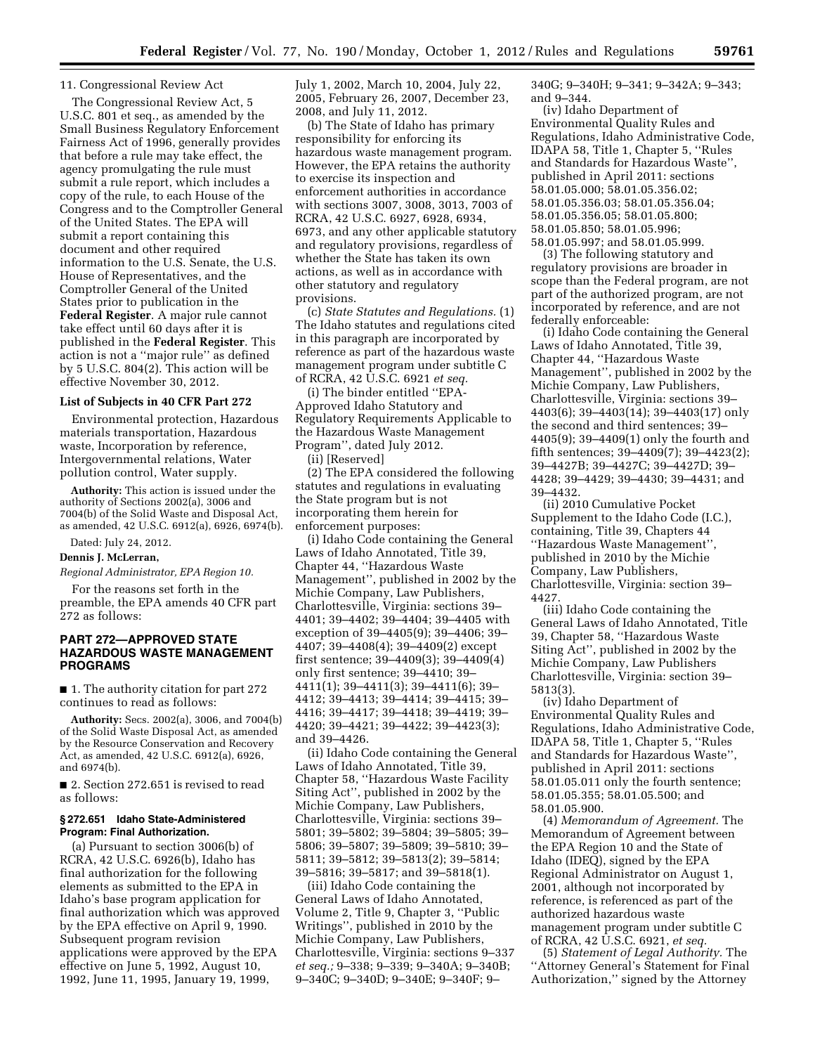11. Congressional Review Act

The Congressional Review Act, 5 U.S.C. 801 et seq., as amended by the Small Business Regulatory Enforcement Fairness Act of 1996, generally provides that before a rule may take effect, the agency promulgating the rule must submit a rule report, which includes a copy of the rule, to each House of the Congress and to the Comptroller General of the United States. The EPA will submit a report containing this document and other required information to the U.S. Senate, the U.S. House of Representatives, and the Comptroller General of the United States prior to publication in the **Federal Register**. A major rule cannot take effect until 60 days after it is published in the **Federal Register**. This action is not a ''major rule'' as defined by 5 U.S.C. 804(2). This action will be effective November 30, 2012.

**List of Subjects in 40 CFR Part 272**

Environmental protection, Hazardous materials transportation, Hazardous waste, Incorporation by reference, Intergovernmental relations, Water pollution control, Water supply.

**Authority:** This action is issued under the authority of Sections 2002(a), 3006 and 7004(b) of the Solid Waste and Disposal Act, as amended, 42 U.S.C. 6912(a), 6926, 6974(b).

Dated: July 24, 2012.

**Dennis J. McLerran,**

*Regional Administrator, EPA Region 10.*

For the reasons set forth in the preamble, the EPA amends 40 CFR part 272 as follows:

## PART 272—APPROVED STATE HAZARDOUS WASTE MANAGEMENT PROGRAMS

■ 1. The authority citation for part 272 continues to read as follows:

**Authority:** Secs. 2002(a), 3006, and 7004(b) of the Solid Waste Disposal Act, as amended by the Resource Conservation and Recovery Act, as amended, 42 U.S.C. 6912(a), 6926, and 6974(b).

■ 2. Section 272.651 is revised to read as follows:

### § 272.651 Idaho State-Administered Program: Final Authorization.

(a) Pursuant to section 3006(b) of RCRA, 42 U.S.C. 6926(b), Idaho has final authorization for the following elements as submitted to the EPA in Idaho's base program application for final authorization which was approved by the EPA effective on April 9, 1990. Subsequent program revision applications were approved by the EPA effective on June 5, 1992, August 10, 1992, June 11, 1995, January 19, 1999, July 1, 2002, March 10, 2004, July 22, 2005, February 26, 2007, December 23, 2008, and July 11, 2012.

(b) The State of Idaho has primary responsibility for enforcing its hazardous waste management program. However, the EPA retains the authority to exercise its inspection and enforcement authorities in accordance with sections 3007, 3008, 3013, 7003 of RCRA, 42 U.S.C. 6927, 6928, 6934, 6973, and any other applicable statutory and regulatory provisions, regardless of whether the State has taken its own actions, as well as in accordance with other statutory and regulatory provisions.

(c) *State Statutes and Regulations.* (1) The Idaho statutes and regulations cited in this paragraph are incorporated by reference as part of the hazardous waste management program under subtitle C of RCRA, 42 U.S.C. 6921 *et seq.*

(i) The binder entitled ''EPA-Approved Idaho Statutory and Regulatory Requirements Applicable to the Hazardous Waste Management Program'', dated July 2012.

(ii) [Reserved]

(2) The EPA considered the following statutes and regulations in evaluating the State program but is not incorporating them herein for enforcement purposes:

(i) Idaho Code containing the General Laws of Idaho Annotated, Title 39, Chapter 44, ''Hazardous Waste Management'', published in 2002 by the Michie Company, Law Publishers, Charlottesville, Virginia: sections 39–4401; 39–4402; 39–4404; 39–4405 with exception of 39–4405(9); 39–4406; 39–4407; 39–4408(4); 39–4409(2) except first sentence; 39–4409(3); 39–4409(4) only first sentence; 39–4410; 39–4411(1); 39–4411(3); 39–4411(6); 39–4412; 39–4413; 39–4414; 39–4415; 39–4416; 39–4417; 39–4418; 39–4419; 39–4420; 39–4421; 39–4422; 39–4423(3); and 39–4426.

(ii) Idaho Code containing the General Laws of Idaho Annotated, Title 39, Chapter 58, ''Hazardous Waste Facility Siting Act'', published in 2002 by the Michie Company, Law Publishers, Charlottesville, Virginia: sections 39–5801; 39–5802; 39–5804; 39–5805; 39–5806; 39–5807; 39–5809; 39–5810; 39–5811; 39–5812; 39–5813(2); 39–5814; 39–5816; 39–5817; and 39–5818(1).

(iii) Idaho Code containing the General Laws of Idaho Annotated, Volume 2, Title 9, Chapter 3, ''Public Writings'', published in 2010 by the Michie Company, Law Publishers, Charlottesville, Virginia: sections 9–337 *et seq.;* 9–338; 9–339; 9–340A; 9–340B; 9–340C; 9–340D; 9–340E; 9–340F; 9–340G; 9–340H; 9–341; 9–342A; 9–343; and 9–344.

(iv) Idaho Department of Environmental Quality Rules and Regulations, Idaho Administrative Code, IDAPA 58, Title 1, Chapter 5, ''Rules and Standards for Hazardous Waste'', published in April 2011: sections 58.01.05.000; 58.01.05.356.02; 58.01.05.356.03; 58.01.05.356.04; 58.01.05.356.05; 58.01.05.800; 58.01.05.850; 58.01.05.996; 58.01.05.997; and 58.01.05.999.

(3) The following statutory and regulatory provisions are broader in scope than the Federal program, are not part of the authorized program, are not incorporated by reference, and are not federally enforceable:

(i) Idaho Code containing the General Laws of Idaho Annotated, Title 39, Chapter 44, ''Hazardous Waste Management'', published in 2002 by the Michie Company, Law Publishers, Charlottesville, Virginia: sections 39–4403(6); 39–4403(14); 39–4403(17) only the second and third sentences; 39–4405(9); 39–4409(1) only the fourth and fifth sentences; 39–4409(7); 39–4423(2); 39–4427B; 39–4427C; 39–4427D; 39–4428; 39–4429; 39–4430; 39–4431; and 39–4432.

(ii) 2010 Cumulative Pocket Supplement to the Idaho Code (I.C.), containing, Title 39, Chapters 44 ''Hazardous Waste Management'', published in 2010 by the Michie Company, Law Publishers, Charlottesville, Virginia: section 39–4427.

(iii) Idaho Code containing the General Laws of Idaho Annotated, Title 39, Chapter 58, ''Hazardous Waste Siting Act'', published in 2002 by the Michie Company, Law Publishers Charlottesville, Virginia: section 39–5813(3).

(iv) Idaho Department of Environmental Quality Rules and Regulations, Idaho Administrative Code, IDAPA 58, Title 1, Chapter 5, ''Rules and Standards for Hazardous Waste'', published in April 2011: sections 58.01.05.011 only the fourth sentence; 58.01.05.355; 58.01.05.500; and 58.01.05.900.

(4) *Memorandum of Agreement.* The Memorandum of Agreement between the EPA Region 10 and the State of Idaho (IDEQ), signed by the EPA Regional Administrator on August 1, 2001, although not incorporated by reference, is referenced as part of the authorized hazardous waste management program under subtitle C of RCRA, 42 U.S.C. 6921, *et seq.*

(5) *Statement of Legal Authority.* The ''Attorney General's Statement for Final Authorization,'' signed by the Attorney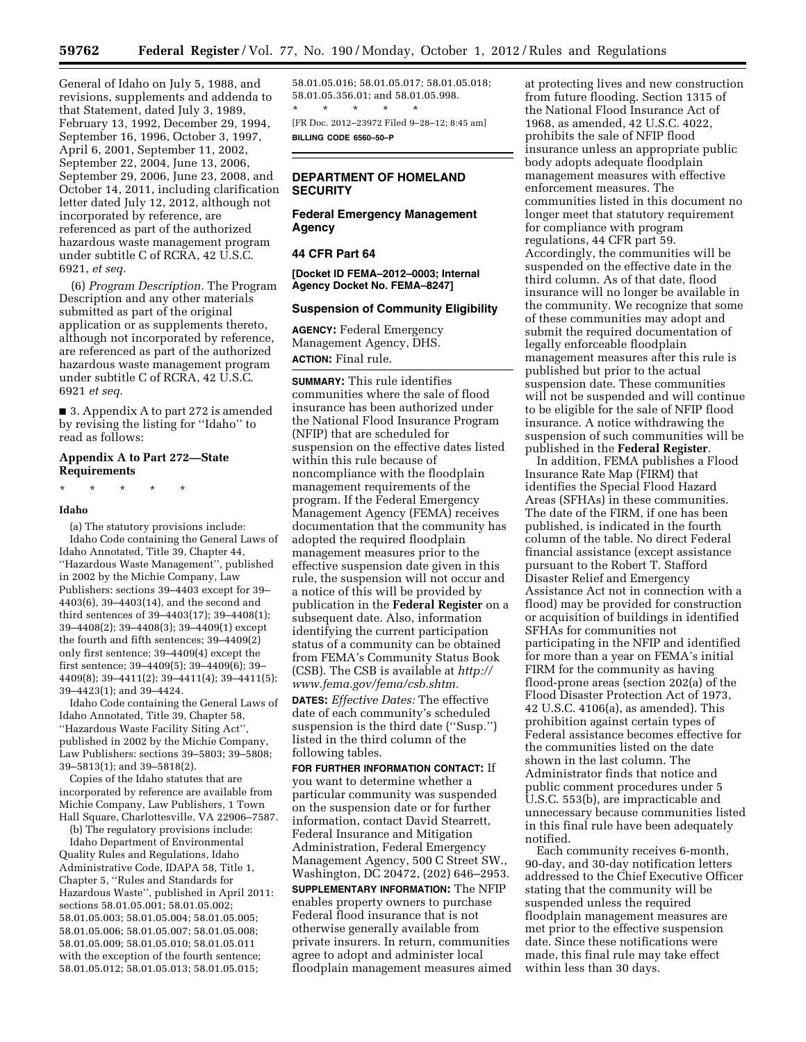General of Idaho on July 5, 1988, and revisions, supplements and addenda to that Statement, dated July 3, 1989, February 13, 1992, December 29, 1994, September 16, 1996, October 3, 1997, April 6, 2001, September 11, 2002, September 22, 2004, June 13, 2006, September 29, 2006, June 23, 2008, and October 14, 2011, including clarification letter dated July 12, 2012, although not incorporated by reference, are referenced as part of the authorized hazardous waste management program under subtitle C of RCRA, 42 U.S.C. 6921, *et seq.*

(6) *Program Description.* The Program Description and any other materials submitted as part of the original application or as supplements thereto, although not incorporated by reference, are referenced as part of the authorized hazardous waste management program under subtitle C of RCRA, 42 U.S.C. 6921 *et seq.*

■ 3. Appendix A to part 272 is amended by revising the listing for ''Idaho'' to read as follows:

### Appendix A to Part 272—State Requirements

\* \* \* \* \*

**Idaho**

(a) The statutory provisions include:

Idaho Code containing the General Laws of Idaho Annotated, Title 39, Chapter 44, ''Hazardous Waste Management'', published in 2002 by the Michie Company, Law Publishers: sections 39–4403 except for 39–4403(6), 39–4403(14), and the second and third sentences of 39–4403(17); 39–4408(1); 39–4408(2); 39–4408(3); 39–4409(1) except the fourth and fifth sentences; 39–4409(2) only first sentence; 39–4409(4) except the first sentence; 39–4409(5); 39–4409(6); 39–4409(8); 39–4411(2); 39–4411(4); 39–4411(5); 39–4423(1); and 39–4424.

Idaho Code containing the General Laws of Idaho Annotated, Title 39, Chapter 58, ''Hazardous Waste Facility Siting Act'', published in 2002 by the Michie Company, Law Publishers: sections 39–5803; 39–5808; 39–5813(1); and 39–5818(2).

Copies of the Idaho statutes that are incorporated by reference are available from Michie Company, Law Publishers, 1 Town Hall Square, Charlottesville, VA 22906–7587.

(b) The regulatory provisions include:

Idaho Department of Environmental Quality Rules and Regulations, Idaho Administrative Code, IDAPA 58, Title 1, Chapter 5, ''Rules and Standards for Hazardous Waste'', published in April 2011: sections 58.01.05.001; 58.01.05.002; 58.01.05.003; 58.01.05.004; 58.01.05.005; 58.01.05.006; 58.01.05.007; 58.01.05.008; 58.01.05.009; 58.01.05.010; 58.01.05.011 with the exception of the fourth sentence; 58.01.05.012; 58.01.05.013; 58.01.05.015; 58.01.05.016; 58.01.05.017; 58.01.05.018; 58.01.05.356.01; and 58.01.05.998.

\* \* \* \* \*

[FR Doc. 2012–23972 Filed 9–28–12; 8:45 am]

**BILLING CODE 6560–50–P**

## DEPARTMENT OF HOMELAND SECURITY

### Federal Emergency Management Agency

### 44 CFR Part 64

**[Docket ID FEMA–2012–0003; Internal Agency Docket No. FEMA–8247]**

### Suspension of Community Eligibility

**AGENCY:** Federal Emergency Management Agency, DHS.

**ACTION:** Final rule.

**SUMMARY:** This rule identifies communities where the sale of flood insurance has been authorized under the National Flood Insurance Program (NFIP) that are scheduled for suspension on the effective dates listed within this rule because of noncompliance with the floodplain management requirements of the program. If the Federal Emergency Management Agency (FEMA) receives documentation that the community has adopted the required floodplain management measures prior to the effective suspension date given in this rule, the suspension will not occur and a notice of this will be provided by publication in the **Federal Register** on a subsequent date. Also, information identifying the current participation status of a community can be obtained from FEMA's Community Status Book (CSB). The CSB is available at *http://www.fema.gov/fema/csb.shtm.*

**DATES:** *Effective Dates:* The effective date of each community's scheduled suspension is the third date (''Susp.'') listed in the third column of the following tables.

**FOR FURTHER INFORMATION CONTACT:** If you want to determine whether a particular community was suspended on the suspension date or for further information, contact David Stearrett, Federal Insurance and Mitigation Administration, Federal Emergency Management Agency, 500 C Street SW., Washington, DC 20472, (202) 646–2953.

**SUPPLEMENTARY INFORMATION:** The NFIP enables property owners to purchase Federal flood insurance that is not otherwise generally available from private insurers. In return, communities agree to adopt and administer local floodplain management measures aimed at protecting lives and new construction from future flooding. Section 1315 of the National Flood Insurance Act of 1968, as amended, 42 U.S.C. 4022, prohibits the sale of NFIP flood insurance unless an appropriate public body adopts adequate floodplain management measures with effective enforcement measures. The communities listed in this document no longer meet that statutory requirement for compliance with program regulations, 44 CFR part 59. Accordingly, the communities will be suspended on the effective date in the third column. As of that date, flood insurance will no longer be available in the community. We recognize that some of these communities may adopt and submit the required documentation of legally enforceable floodplain management measures after this rule is published but prior to the actual suspension date. These communities will not be suspended and will continue to be eligible for the sale of NFIP flood insurance. A notice withdrawing the suspension of such communities will be published in the **Federal Register**.

In addition, FEMA publishes a Flood Insurance Rate Map (FIRM) that identifies the Special Flood Hazard Areas (SFHAs) in these communities. The date of the FIRM, if one has been published, is indicated in the fourth column of the table. No direct Federal financial assistance (except assistance pursuant to the Robert T. Stafford Disaster Relief and Emergency Assistance Act not in connection with a flood) may be provided for construction or acquisition of buildings in identified SFHAs for communities not participating in the NFIP and identified for more than a year on FEMA's initial FIRM for the community as having flood-prone areas (section 202(a) of the Flood Disaster Protection Act of 1973, 42 U.S.C. 4106(a), as amended). This prohibition against certain types of Federal assistance becomes effective for the communities listed on the date shown in the last column. The Administrator finds that notice and public comment procedures under 5 U.S.C. 553(b), are impracticable and unnecessary because communities listed in this final rule have been adequately notified.

Each community receives 6-month, 90-day, and 30-day notification letters addressed to the Chief Executive Officer stating that the community will be suspended unless the required floodplain management measures are met prior to the effective suspension date. Since these notifications were made, this final rule may take effect within less than 30 days.